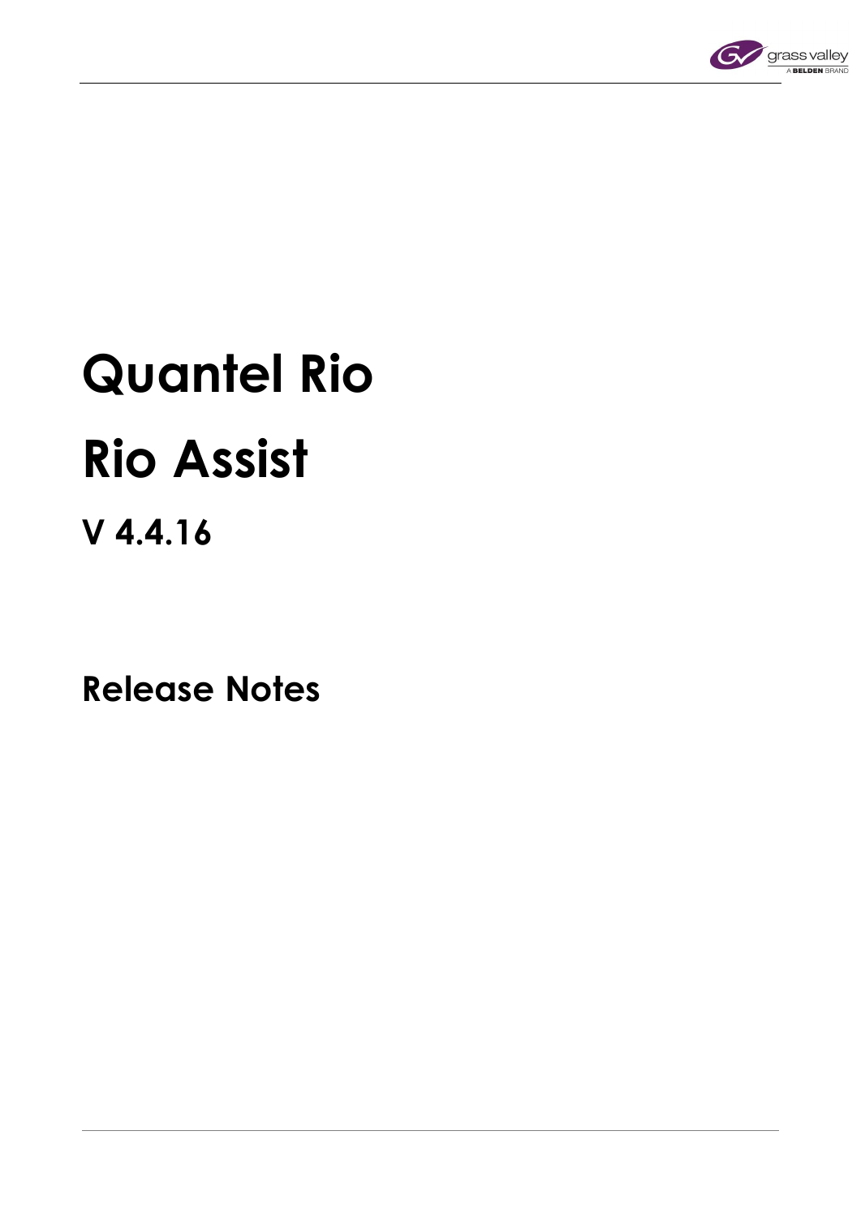# Quantel Rio

# Rio Assist

## V 4.4.16

## Release Notes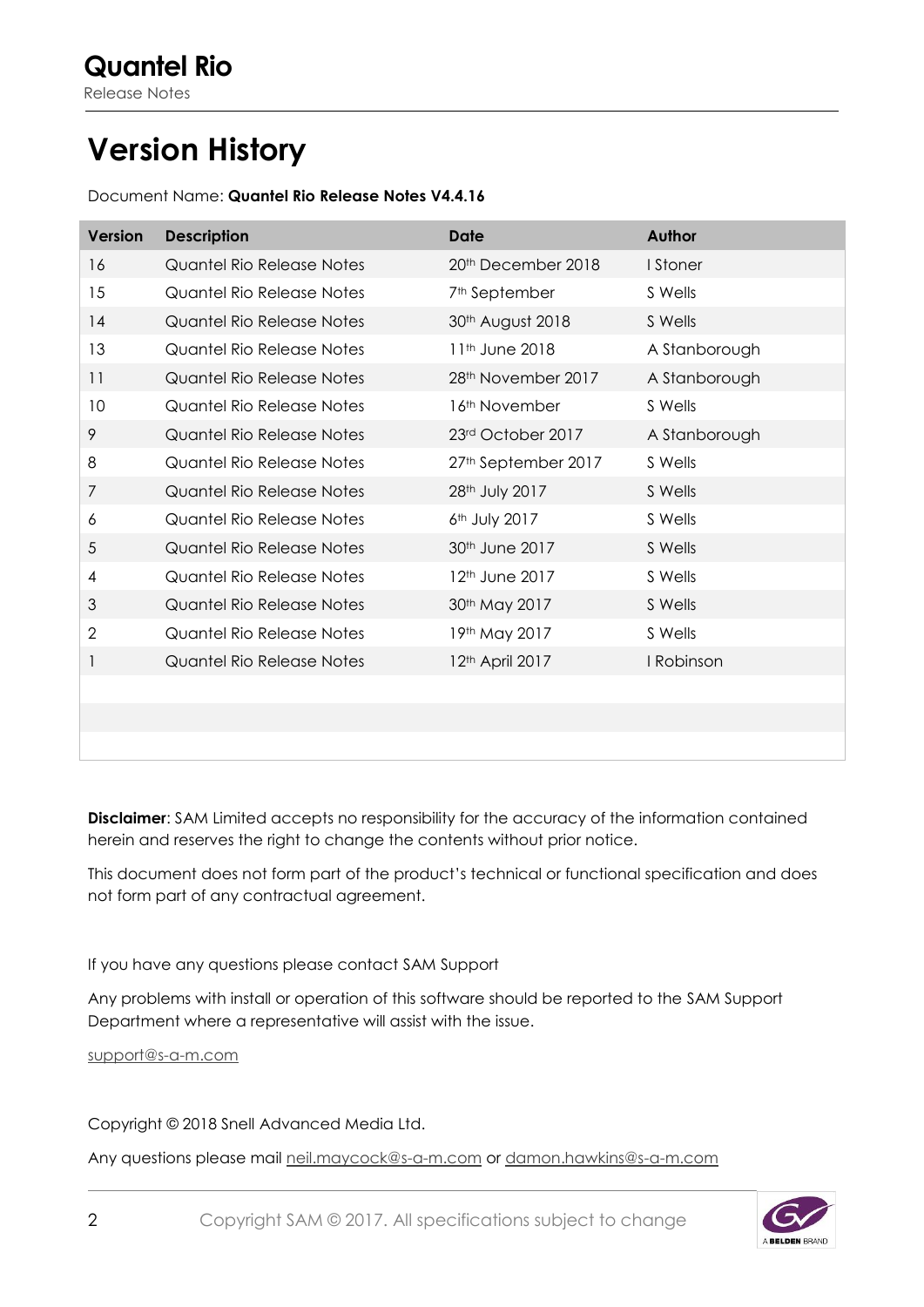# Version History

Document Name: **Quantel Rio Release Notes V4.4.16**

| Version | Description | Date | Author |
|---|---|---|---|
| 16 | Quantel Rio Release Notes | 20th December 2018 | I Stoner |
| 15 | Quantel Rio Release Notes | 7th September | S Wells |
| 14 | Quantel Rio Release Notes | 30th August 2018 | S Wells |
| 13 | Quantel Rio Release Notes | 11th June 2018 | A Stanborough |
| 11 | Quantel Rio Release Notes | 28th November 2017 | A Stanborough |
| 10 | Quantel Rio Release Notes | 16th November | S Wells |
| 9 | Quantel Rio Release Notes | 23rd October 2017 | A Stanborough |
| 8 | Quantel Rio Release Notes | 27th September 2017 | S Wells |
| 7 | Quantel Rio Release Notes | 28th July 2017 | S Wells |
| 6 | Quantel Rio Release Notes | 6th July 2017 | S Wells |
| 5 | Quantel Rio Release Notes | 30th June 2017 | S Wells |
| 4 | Quantel Rio Release Notes | 12th June 2017 | S Wells |
| 3 | Quantel Rio Release Notes | 30th May 2017 | S Wells |
| 2 | Quantel Rio Release Notes | 19th May 2017 | S Wells |
| 1 | Quantel Rio Release Notes | 12th April 2017 | I Robinson |
| | | | |
| | | | |
| | | | |

**Disclaimer**: SAM Limited accepts no responsibility for the accuracy of the information contained herein and reserves the right to change the contents without prior notice.

This document does not form part of the product's technical or functional specification and does not form part of any contractual agreement.

If you have any questions please contact SAM Support

Any problems with install or operation of this software should be reported to the SAM Support Department where a representative will assist with the issue.

support@s-a-m.com

Copyright © 2018 Snell Advanced Media Ltd.

Any questions please mail neil.maycock@s-a-m.com or damon.hawkins@s-a-m.com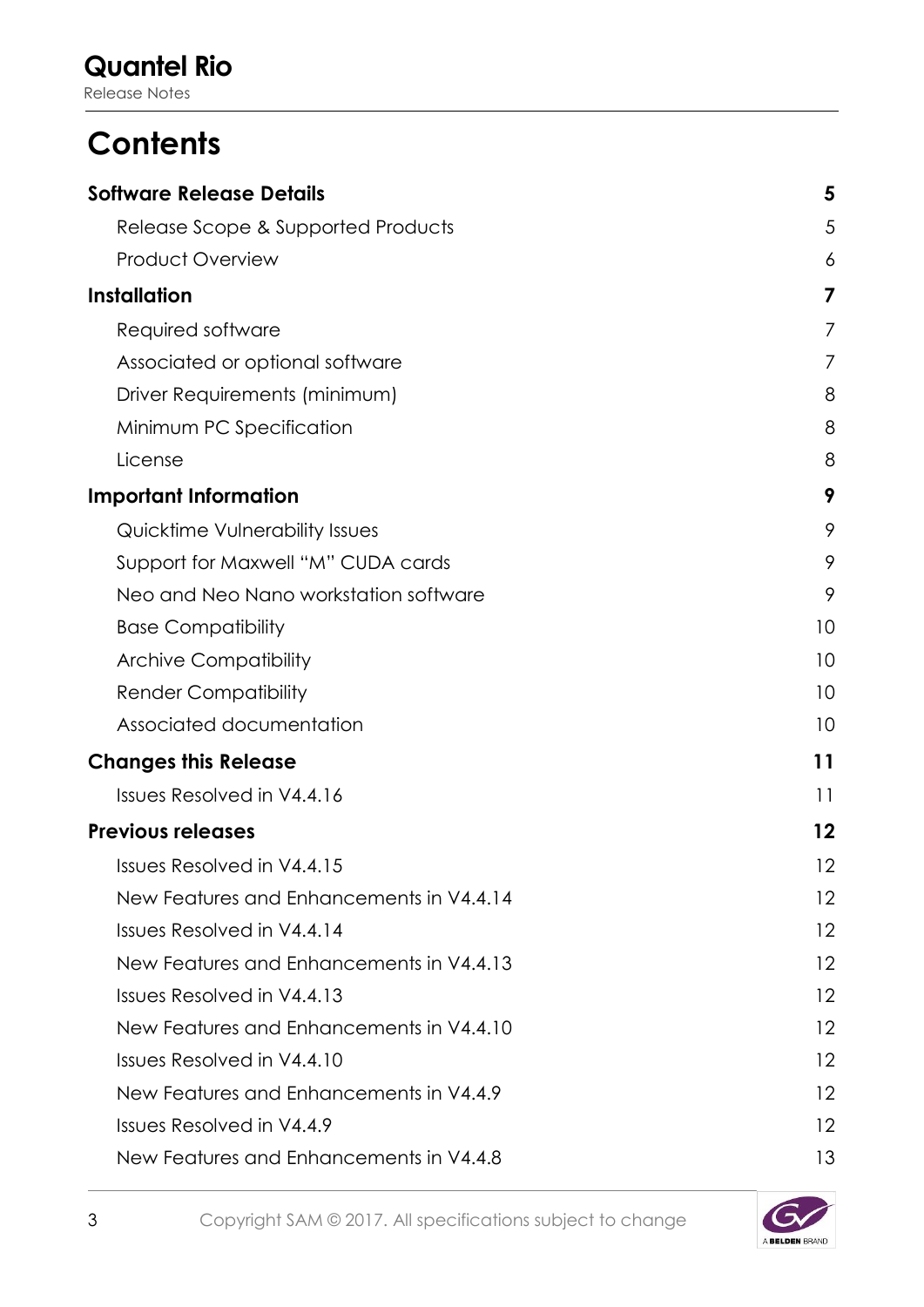# Contents

| | |
|---|---|
| **Software Release Details** | **5** |
| Release Scope & Supported Products | 5 |
| Product Overview | 6 |
| **Installation** | **7** |
| Required software | 7 |
| Associated or optional software | 7 |
| Driver Requirements (minimum) | 8 |
| Minimum PC Specification | 8 |
| License | 8 |
| **Important Information** | **9** |
| Quicktime Vulnerability Issues | 9 |
| Support for Maxwell "M" CUDA cards | 9 |
| Neo and Neo Nano workstation software | 9 |
| Base Compatibility | 10 |
| Archive Compatibility | 10 |
| Render Compatibility | 10 |
| Associated documentation | 10 |
| **Changes this Release** | **11** |
| Issues Resolved in V4.4.16 | 11 |
| **Previous releases** | **12** |
| Issues Resolved in V4.4.15 | 12 |
| New Features and Enhancements in V4.4.14 | 12 |
| Issues Resolved in V4.4.14 | 12 |
| New Features and Enhancements in V4.4.13 | 12 |
| Issues Resolved in V4.4.13 | 12 |
| New Features and Enhancements in V4.4.10 | 12 |
| Issues Resolved in V4.4.10 | 12 |
| New Features and Enhancements in V4.4.9 | 12 |
| Issues Resolved in V4.4.9 | 12 |
| New Features and Enhancements in V4.4.8 | 13 |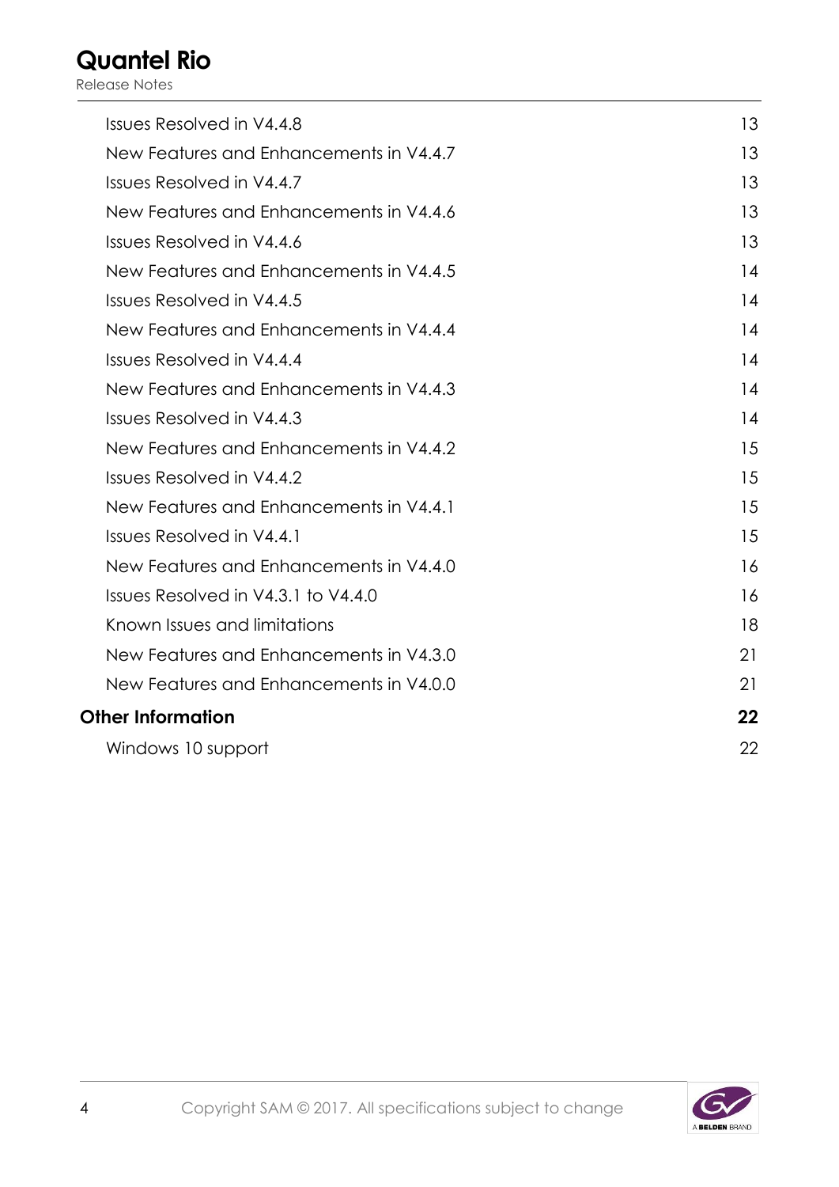| | |
|---|---|
| Issues Resolved in V4.4.8 | 13 |
| New Features and Enhancements in V4.4.7 | 13 |
| Issues Resolved in V4.4.7 | 13 |
| New Features and Enhancements in V4.4.6 | 13 |
| Issues Resolved in V4.4.6 | 13 |
| New Features and Enhancements in V4.4.5 | 14 |
| Issues Resolved in V4.4.5 | 14 |
| New Features and Enhancements in V4.4.4 | 14 |
| Issues Resolved in V4.4.4 | 14 |
| New Features and Enhancements in V4.4.3 | 14 |
| Issues Resolved in V4.4.3 | 14 |
| New Features and Enhancements in V4.4.2 | 15 |
| Issues Resolved in V4.4.2 | 15 |
| New Features and Enhancements in V4.4.1 | 15 |
| Issues Resolved in V4.4.1 | 15 |
| New Features and Enhancements in V4.4.0 | 16 |
| Issues Resolved in V4.3.1 to V4.4.0 | 16 |
| Known Issues and limitations | 18 |
| New Features and Enhancements in V4.3.0 | 21 |
| New Features and Enhancements in V4.0.0 | 21 |
| **Other Information** | **22** |
| Windows 10 support | 22 |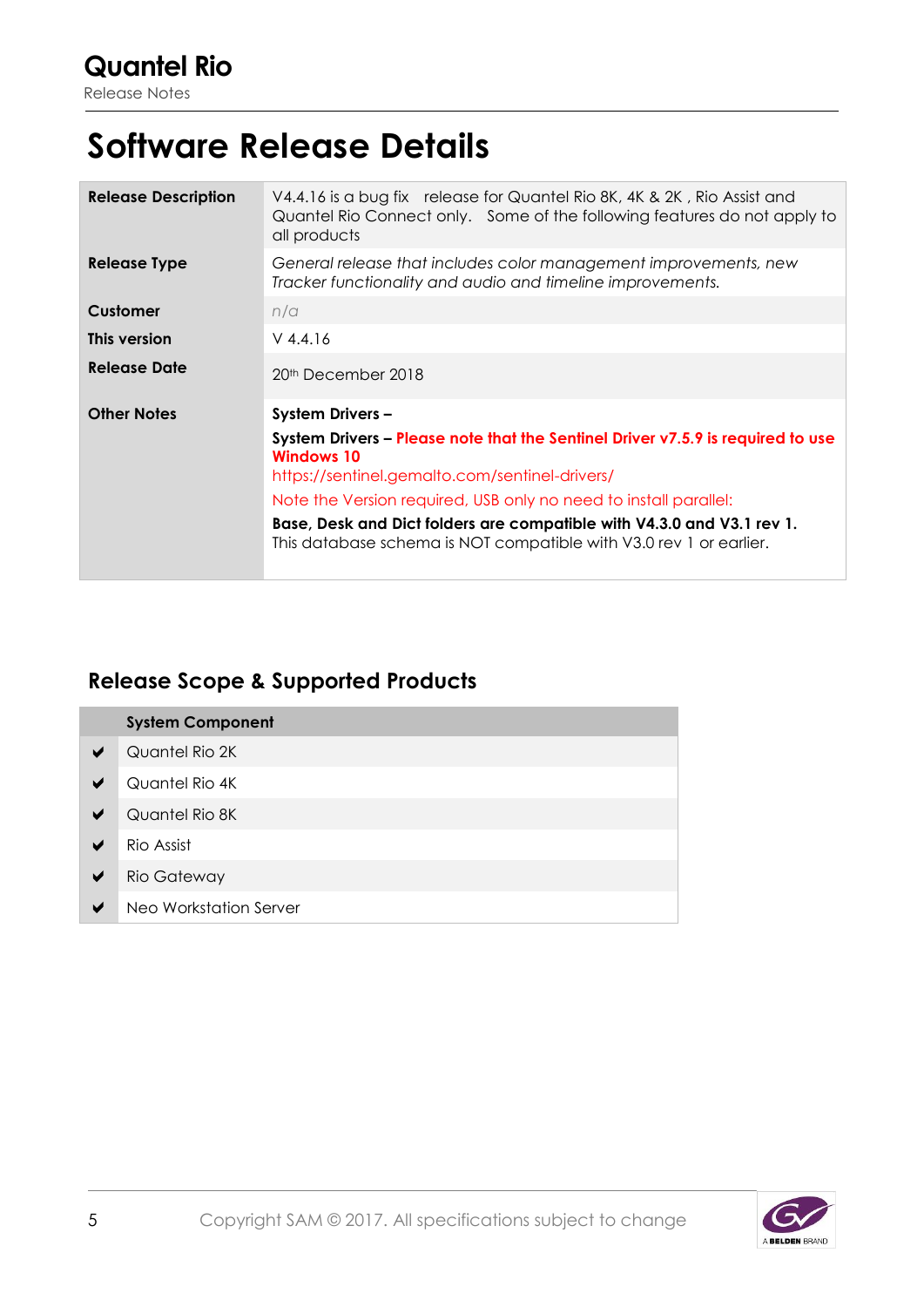# Software Release Details

| | |
|---|---|
| **Release Description** | V4.4.16 is a bug fix release for Quantel Rio 8K, 4K & 2K , Rio Assist and Quantel Rio Connect only. Some of the following features do not apply to all products |
| **Release Type** | *General release that includes color management improvements, new Tracker functionality and audio and timeline improvements.* |
| **Customer** | *n/a* |
| **This version** | V 4.4.16 |
| **Release Date** | 20th December 2018 |
| **Other Notes** | **System Drivers –**<br>**System Drivers – Please note that the Sentinel Driver v7.5.9 is required to use Windows 10**<br>https://sentinel.gemalto.com/sentinel-drivers/<br>Note the Version required, USB only no need to install parallel:<br>**Base, Desk and Dict folders are compatible with V4.3.0 and V3.1 rev 1.**<br>This database schema is NOT compatible with V3.0 rev 1 or earlier. |

## Release Scope & Supported Products

| | System Component |
|---|---|
| ✔ | Quantel Rio 2K |
| ✔ | Quantel Rio 4K |
| ✔ | Quantel Rio 8K |
| ✔ | Rio Assist |
| ✔ | Rio Gateway |
| ✔ | Neo Workstation Server |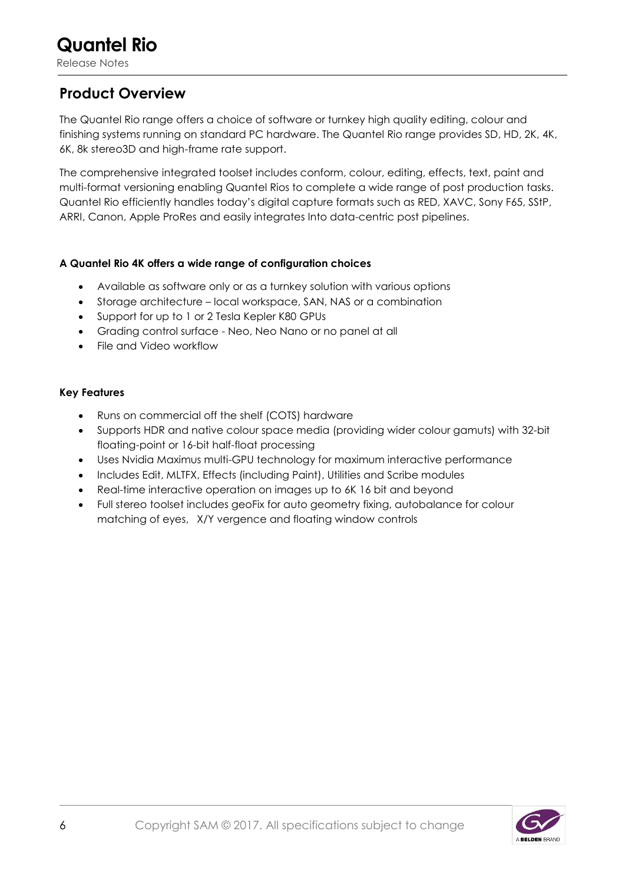## Product Overview

The Quantel Rio range offers a choice of software or turnkey high quality editing, colour and finishing systems running on standard PC hardware. The Quantel Rio range provides SD, HD, 2K, 4K, 6K, 8k stereo3D and high-frame rate support.

The comprehensive integrated toolset includes conform, colour, editing, effects, text, paint and multi-format versioning enabling Quantel Rios to complete a wide range of post production tasks. Quantel Rio efficiently handles today's digital capture formats such as RED, XAVC, Sony F65, SStP, ARRI, Canon, Apple ProRes and easily integrates Into data-centric post pipelines.

**A Quantel Rio 4K offers a wide range of configuration choices**

- Available as software only or as a turnkey solution with various options
- Storage architecture – local workspace, SAN, NAS or a combination
- Support for up to 1 or 2 Tesla Kepler K80 GPUs
- Grading control surface - Neo, Neo Nano or no panel at all
- File and Video workflow

**Key Features**

- Runs on commercial off the shelf (COTS) hardware
- Supports HDR and native colour space media (providing wider colour gamuts) with 32-bit floating-point or 16-bit half-float processing
- Uses Nvidia Maximus multi-GPU technology for maximum interactive performance
- Includes Edit, MLTFX, Effects (including Paint), Utilities and Scribe modules
- Real-time interactive operation on images up to 6K 16 bit and beyond
- Full stereo toolset includes geoFix for auto geometry fixing, autobalance for colour matching of eyes, X/Y vergence and floating window controls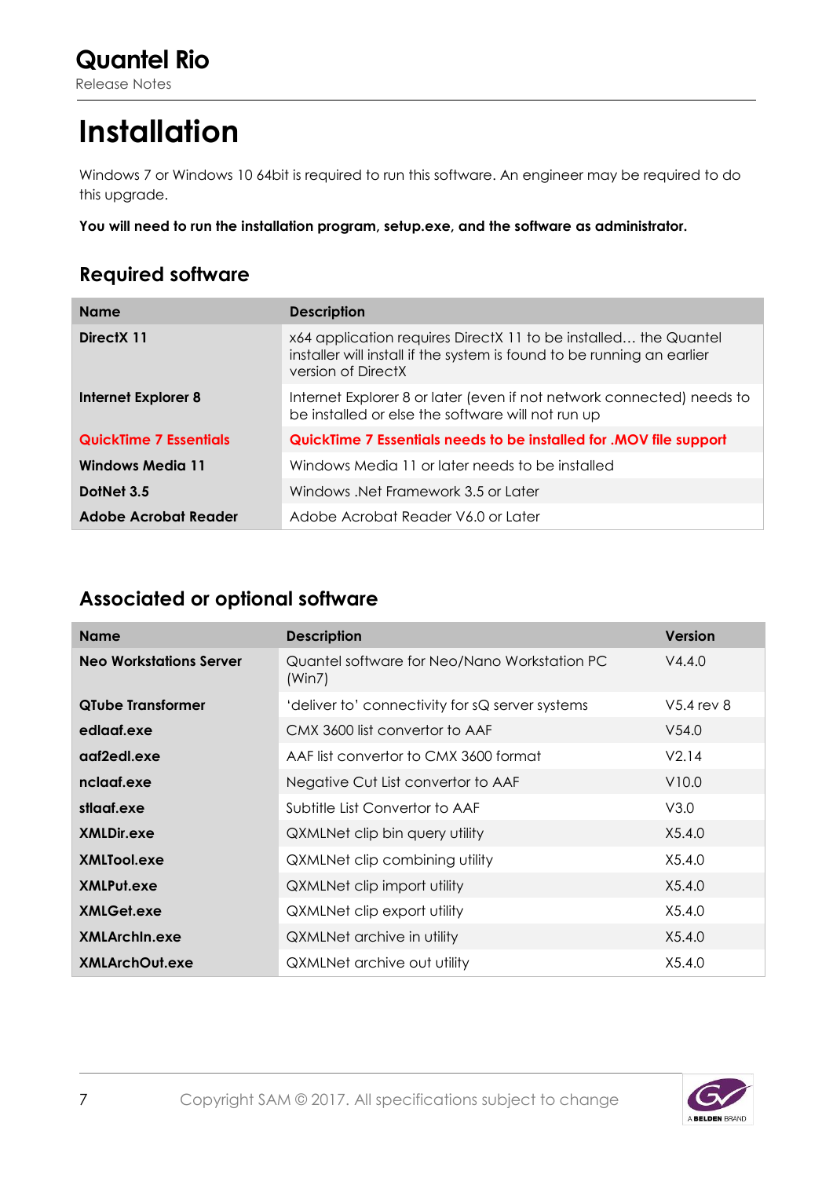# Installation

Windows 7 or Windows 10 64bit is required to run this software. An engineer may be required to do this upgrade.

**You will need to run the installation program, setup.exe, and the software as administrator.**

## Required software

| Name | Description |
| --- | --- |
| **DirectX 11** | x64 application requires DirectX 11 to be installed… the Quantel installer will install if the system is found to be running an earlier version of DirectX |
| **Internet Explorer 8** | Internet Explorer 8 or later (even if not network connected) needs to be installed or else the software will not run up |
| **QuickTime 7 Essentials** | **QuickTime 7 Essentials needs to be installed for .MOV file support** |
| **Windows Media 11** | Windows Media 11 or later needs to be installed |
| **DotNet 3.5** | Windows .Net Framework 3.5 or Later |
| **Adobe Acrobat Reader** | Adobe Acrobat Reader V6.0 or Later |

## Associated or optional software

| Name | Description | Version |
| --- | --- | --- |
| **Neo Workstations Server** | Quantel software for Neo/Nano Workstation PC (Win7) | V4.4.0 |
| **QTube Transformer** | 'deliver to' connectivity for sQ server systems | V5.4 rev 8 |
| **edlaaf.exe** | CMX 3600 list convertor to AAF | V54.0 |
| **aaf2edl.exe** | AAF list convertor to CMX 3600 format | V2.14 |
| **nclaaf.exe** | Negative Cut List convertor to AAF | V10.0 |
| **stlaaf.exe** | Subtitle List Convertor to AAF | V3.0 |
| **XMLDir.exe** | QXMLNet clip bin query utility | X5.4.0 |
| **XMLTool.exe** | QXMLNet clip combining utility | X5.4.0 |
| **XMLPut.exe** | QXMLNet clip import utility | X5.4.0 |
| **XMLGet.exe** | QXMLNet clip export utility | X5.4.0 |
| **XMLArchIn.exe** | QXMLNet archive in utility | X5.4.0 |
| **XMLArchOut.exe** | QXMLNet archive out utility | X5.4.0 |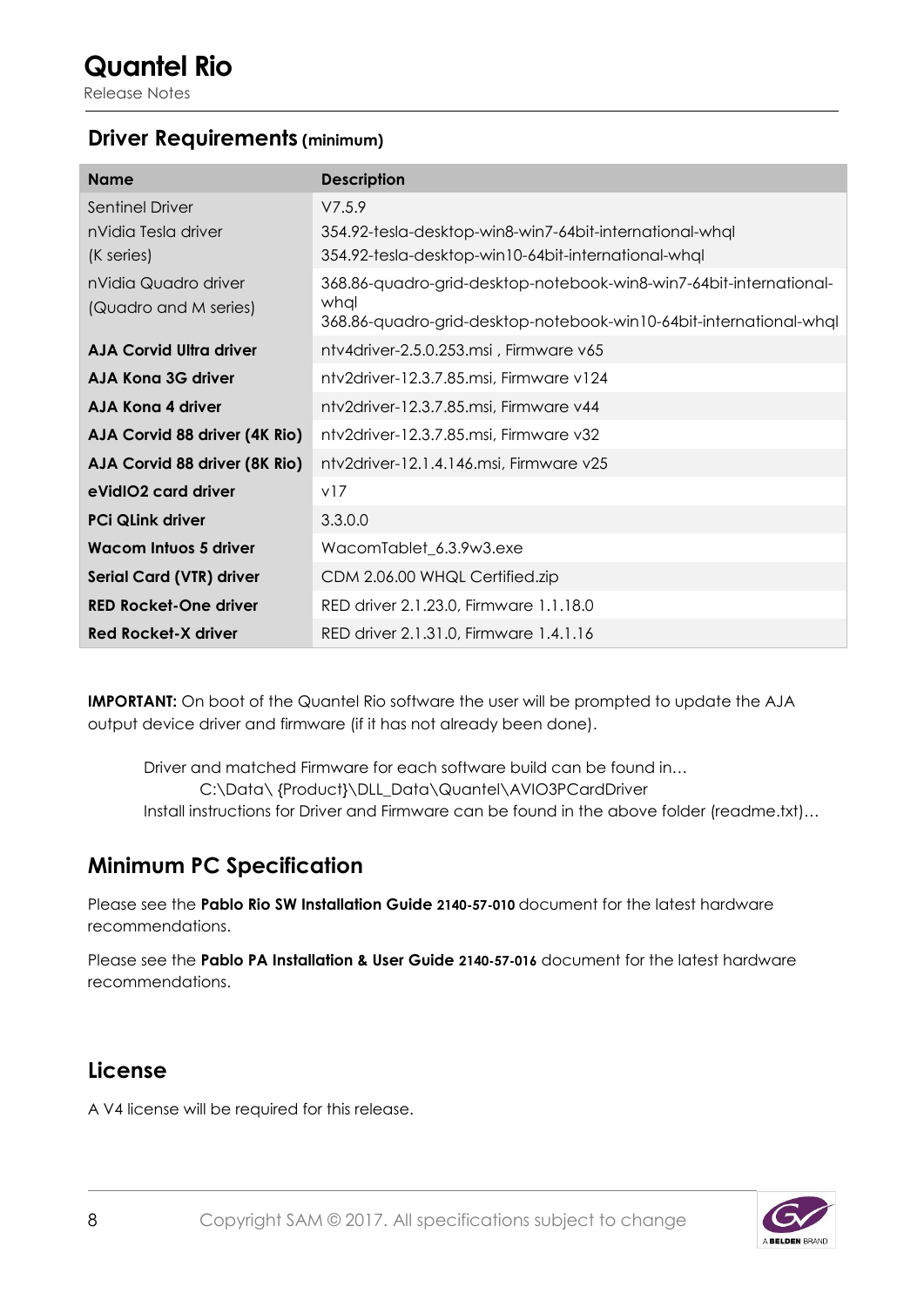## Driver Requirements (minimum)

| Name | Description |
|---|---|
| Sentinel Driver | V7.5.9 |
| nVidia Tesla driver (K series) | 354.92-tesla-desktop-win8-win7-64bit-international-whql<br>354.92-tesla-desktop-win10-64bit-international-whql |
| nVidia Quadro driver (Quadro and M series) | 368.86-quadro-grid-desktop-notebook-win8-win7-64bit-international-whql<br>368.86-quadro-grid-desktop-notebook-win10-64bit-international-whql |
| **AJA Corvid Ultra driver** | ntv4driver-2.5.0.253.msi , Firmware v65 |
| **AJA Kona 3G driver** | ntv2driver-12.3.7.85.msi, Firmware v124 |
| **AJA Kona 4 driver** | ntv2driver-12.3.7.85.msi, Firmware v44 |
| **AJA Corvid 88 driver (4K Rio)** | ntv2driver-12.3.7.85.msi, Firmware v32 |
| **AJA Corvid 88 driver (8K Rio)** | ntv2driver-12.1.4.146.msi, Firmware v25 |
| **eVidIO2 card driver** | v17 |
| **PCi QLink driver** | 3.3.0.0 |
| **Wacom Intuos 5 driver** | WacomTablet_6.3.9w3.exe |
| **Serial Card (VTR) driver** | CDM 2.06.00 WHQL Certified.zip |
| **RED Rocket-One driver** | RED driver 2.1.23.0, Firmware 1.1.18.0 |
| **Red Rocket-X driver** | RED driver 2.1.31.0, Firmware 1.4.1.16 |

**IMPORTANT:** On boot of the Quantel Rio software the user will be prompted to update the AJA output device driver and firmware (if it has not already been done).

Driver and matched Firmware for each software build can be found in…
C:\Data\ {Product}\DLL_Data\Quantel\AVIO3PCardDriver
Install instructions for Driver and Firmware can be found in the above folder (readme.txt)…

## Minimum PC Specification

Please see the **Pablo Rio SW Installation Guide 2140-57-010** document for the latest hardware recommendations.

Please see the **Pablo PA Installation & User Guide 2140-57-016** document for the latest hardware recommendations.

## License

A V4 license will be required for this release.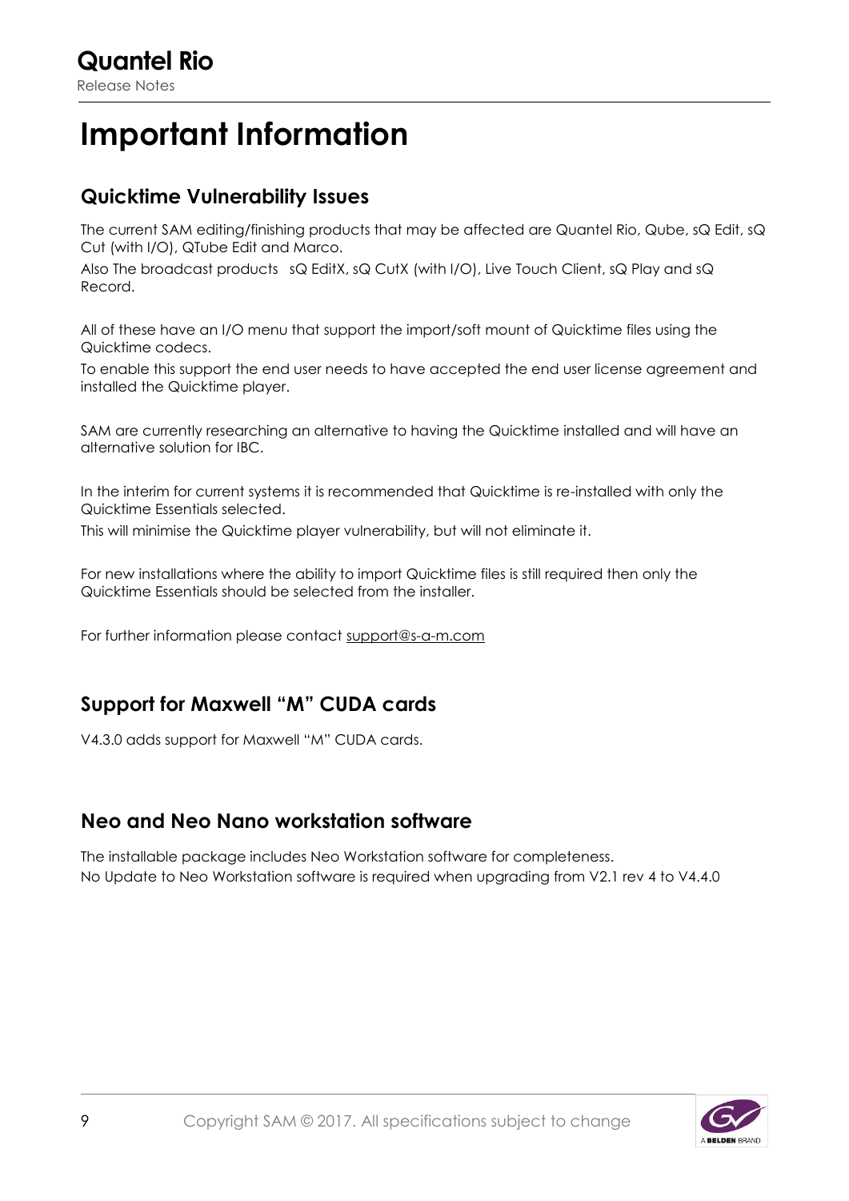# Important Information

## Quicktime Vulnerability Issues

The current SAM editing/finishing products that may be affected are Quantel Rio, Qube, sQ Edit, sQ Cut (with I/O), QTube Edit and Marco.

Also The broadcast products  sQ EditX, sQ CutX (with I/O), Live Touch Client, sQ Play and sQ Record.

All of these have an I/O menu that support the import/soft mount of Quicktime files using the Quicktime codecs.

To enable this support the end user needs to have accepted the end user license agreement and installed the Quicktime player.

SAM are currently researching an alternative to having the Quicktime installed and will have an alternative solution for IBC.

In the interim for current systems it is recommended that Quicktime is re-installed with only the Quicktime Essentials selected.

This will minimise the Quicktime player vulnerability, but will not eliminate it.

For new installations where the ability to import Quicktime files is still required then only the Quicktime Essentials should be selected from the installer.

For further information please contact support@s-a-m.com

## Support for Maxwell "M" CUDA cards

V4.3.0 adds support for Maxwell "M" CUDA cards.

## Neo and Neo Nano workstation software

The installable package includes Neo Workstation software for completeness.
No Update to Neo Workstation software is required when upgrading from V2.1 rev 4 to V4.4.0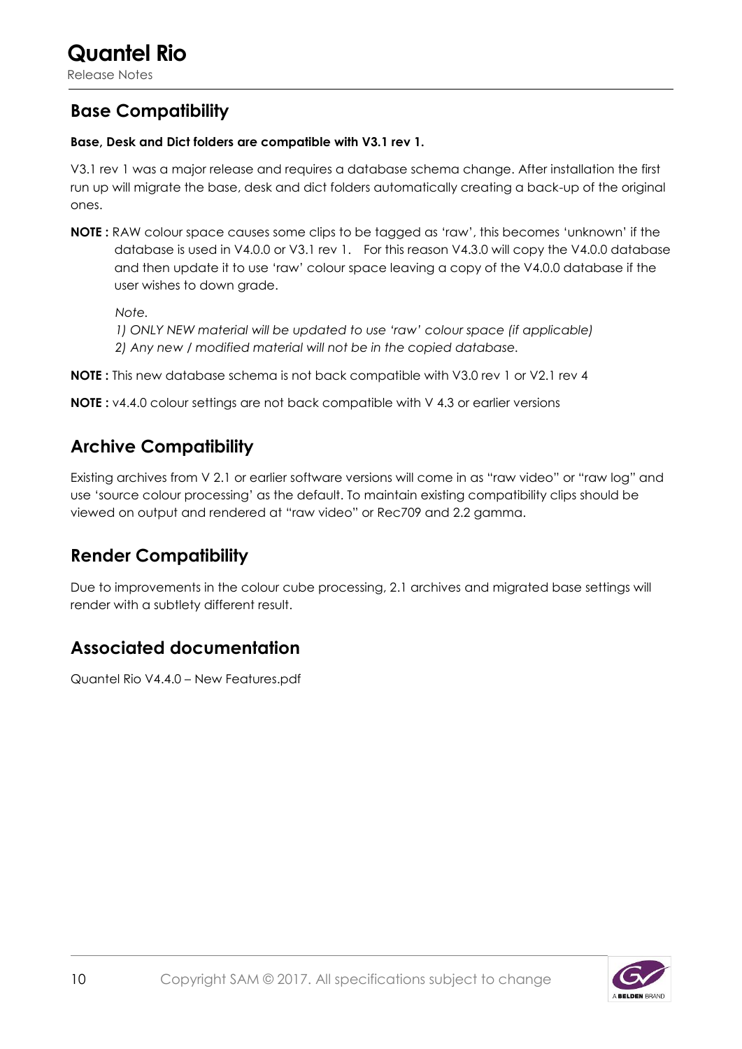## Base Compatibility

**Base, Desk and Dict folders are compatible with V3.1 rev 1.**

V3.1 rev 1 was a major release and requires a database schema change. After installation the first run up will migrate the base, desk and dict folders automatically creating a back-up of the original ones.

**NOTE :** RAW colour space causes some clips to be tagged as 'raw', this becomes 'unknown' if the database is used in V4.0.0 or V3.1 rev 1. For this reason V4.3.0 will copy the V4.0.0 database and then update it to use 'raw' colour space leaving a copy of the V4.0.0 database if the user wishes to down grade.

*Note.*
*1) ONLY NEW material will be updated to use 'raw' colour space (if applicable)*
*2) Any new / modified material will not be in the copied database.*

**NOTE :** This new database schema is not back compatible with V3.0 rev 1 or V2.1 rev 4

**NOTE :** v4.4.0 colour settings are not back compatible with V 4.3 or earlier versions

## Archive Compatibility

Existing archives from V 2.1 or earlier software versions will come in as "raw video" or "raw log" and use 'source colour processing' as the default. To maintain existing compatibility clips should be viewed on output and rendered at "raw video" or Rec709 and 2.2 gamma.

## Render Compatibility

Due to improvements in the colour cube processing, 2.1 archives and migrated base settings will render with a subtlety different result.

## Associated documentation

Quantel Rio V4.4.0 – New Features.pdf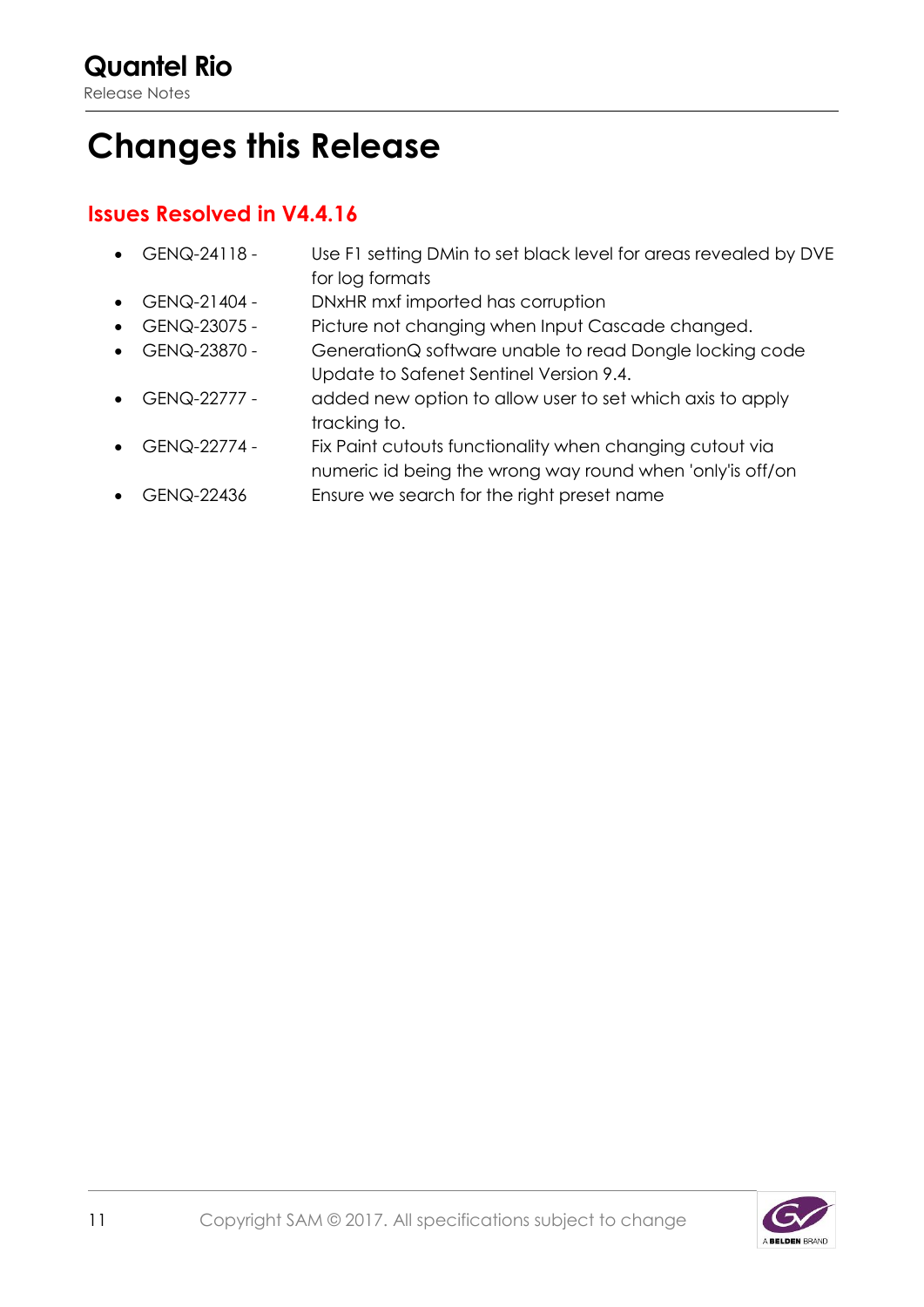# Changes this Release

## Issues Resolved in V4.4.16

- GENQ-24118 - Use F1 setting DMin to set black level for areas revealed by DVE for log formats
- GENQ-21404 - DNxHR mxf imported has corruption
- GENQ-23075 - Picture not changing when Input Cascade changed.
- GENQ-23870 - GenerationQ software unable to read Dongle locking code Update to Safenet Sentinel Version 9.4.
- GENQ-22777 - added new option to allow user to set which axis to apply tracking to.
- GENQ-22774 - Fix Paint cutouts functionality when changing cutout via numeric id being the wrong way round when 'only'is off/on
- GENQ-22436 Ensure we search for the right preset name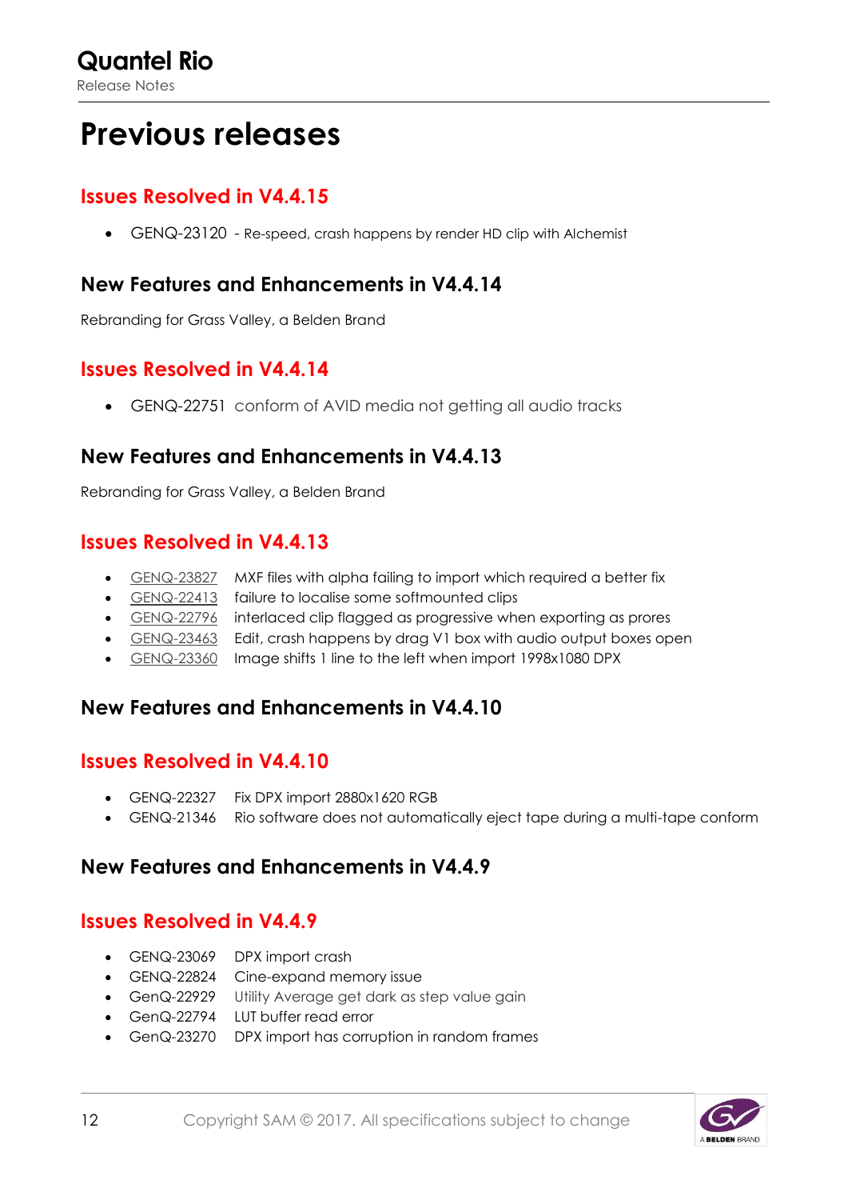# Previous releases

## Issues Resolved in V4.4.15

- GENQ-23120 - Re-speed, crash happens by render HD clip with Alchemist

## New Features and Enhancements in V4.4.14

Rebranding for Grass Valley, a Belden Brand

## Issues Resolved in V4.4.14

- GENQ-22751 conform of AVID media not getting all audio tracks

## New Features and Enhancements in V4.4.13

Rebranding for Grass Valley, a Belden Brand

## Issues Resolved in V4.4.13

- GENQ-23827 MXF files with alpha failing to import which required a better fix
- GENQ-22413 failure to localise some softmounted clips
- GENQ-22796 interlaced clip flagged as progressive when exporting as prores
- GENQ-23463 Edit, crash happens by drag V1 box with audio output boxes open
- GENQ-23360 Image shifts 1 line to the left when import 1998x1080 DPX

## New Features and Enhancements in V4.4.10

## Issues Resolved in V4.4.10

- GENQ-22327 Fix DPX import 2880x1620 RGB
- GENQ-21346 Rio software does not automatically eject tape during a multi-tape conform

## New Features and Enhancements in V4.4.9

## Issues Resolved in V4.4.9

- GENQ-23069 DPX import crash
- GENQ-22824 Cine-expand memory issue
- GenQ-22929 Utility Average get dark as step value gain
- GenQ-22794 LUT buffer read error
- GenQ-23270 DPX import has corruption in random frames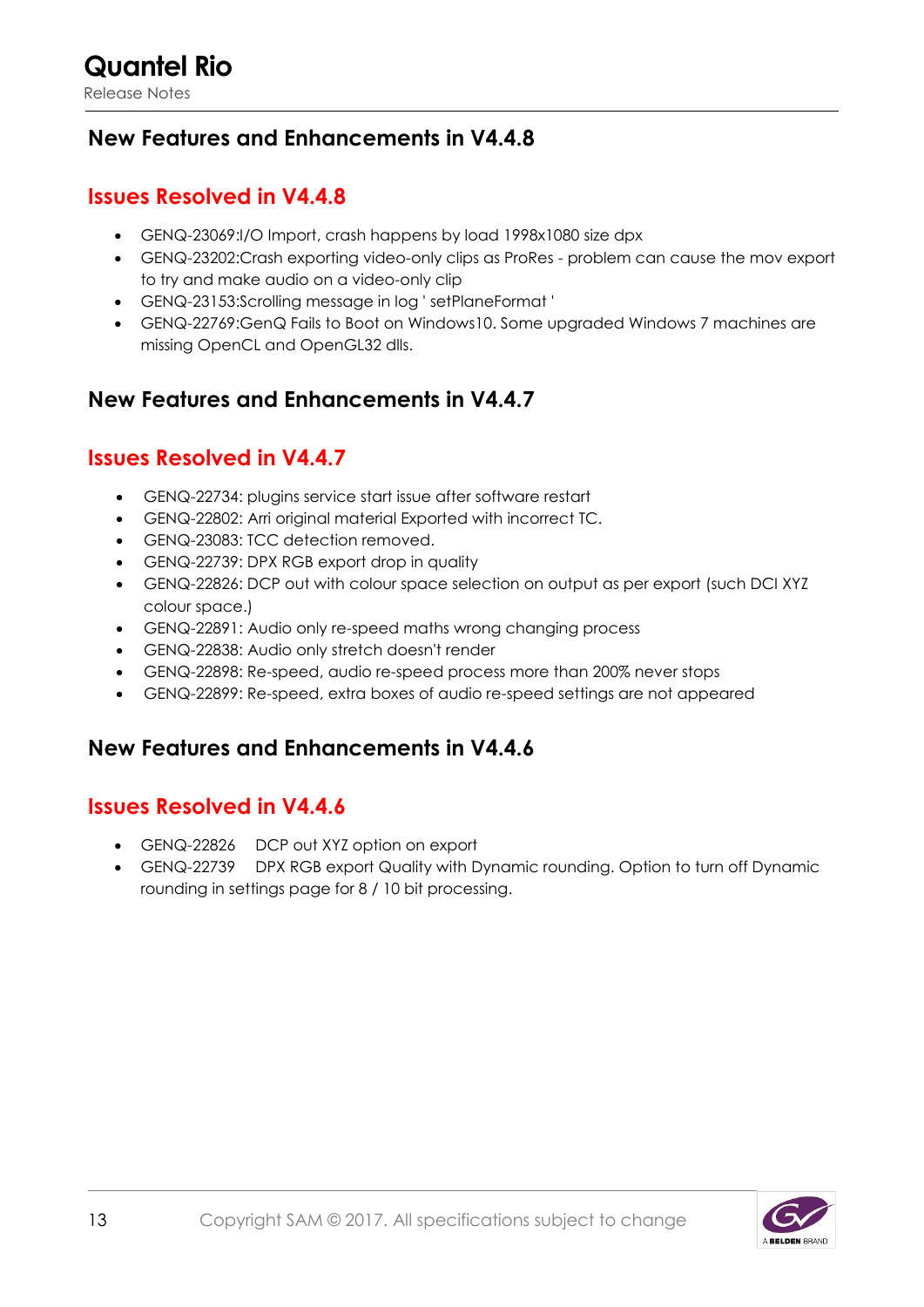## New Features and Enhancements in V4.4.8

## Issues Resolved in V4.4.8

- GENQ-23069:I/O Import, crash happens by load 1998x1080 size dpx
- GENQ-23202:Crash exporting video-only clips as ProRes - problem can cause the mov export to try and make audio on a video-only clip
- GENQ-23153:Scrolling message in log ' setPlaneFormat '
- GENQ-22769:GenQ Fails to Boot on Windows10. Some upgraded Windows 7 machines are missing OpenCL and OpenGL32 dlls.

## New Features and Enhancements in V4.4.7

## Issues Resolved in V4.4.7

- GENQ-22734: plugins service start issue after software restart
- GENQ-22802: Arri original material Exported with incorrect TC.
- GENQ-23083: TCC detection removed.
- GENQ-22739: DPX RGB export drop in quality
- GENQ-22826: DCP out with colour space selection on output as per export (such DCI XYZ colour space.)
- GENQ-22891: Audio only re-speed maths wrong changing process
- GENQ-22838: Audio only stretch doesn't render
- GENQ-22898: Re-speed, audio re-speed process more than 200% never stops
- GENQ-22899: Re-speed, extra boxes of audio re-speed settings are not appeared

## New Features and Enhancements in V4.4.6

## Issues Resolved in V4.4.6

- GENQ-22826 DCP out XYZ option on export
- GENQ-22739 DPX RGB export Quality with Dynamic rounding. Option to turn off Dynamic rounding in settings page for 8 / 10 bit processing.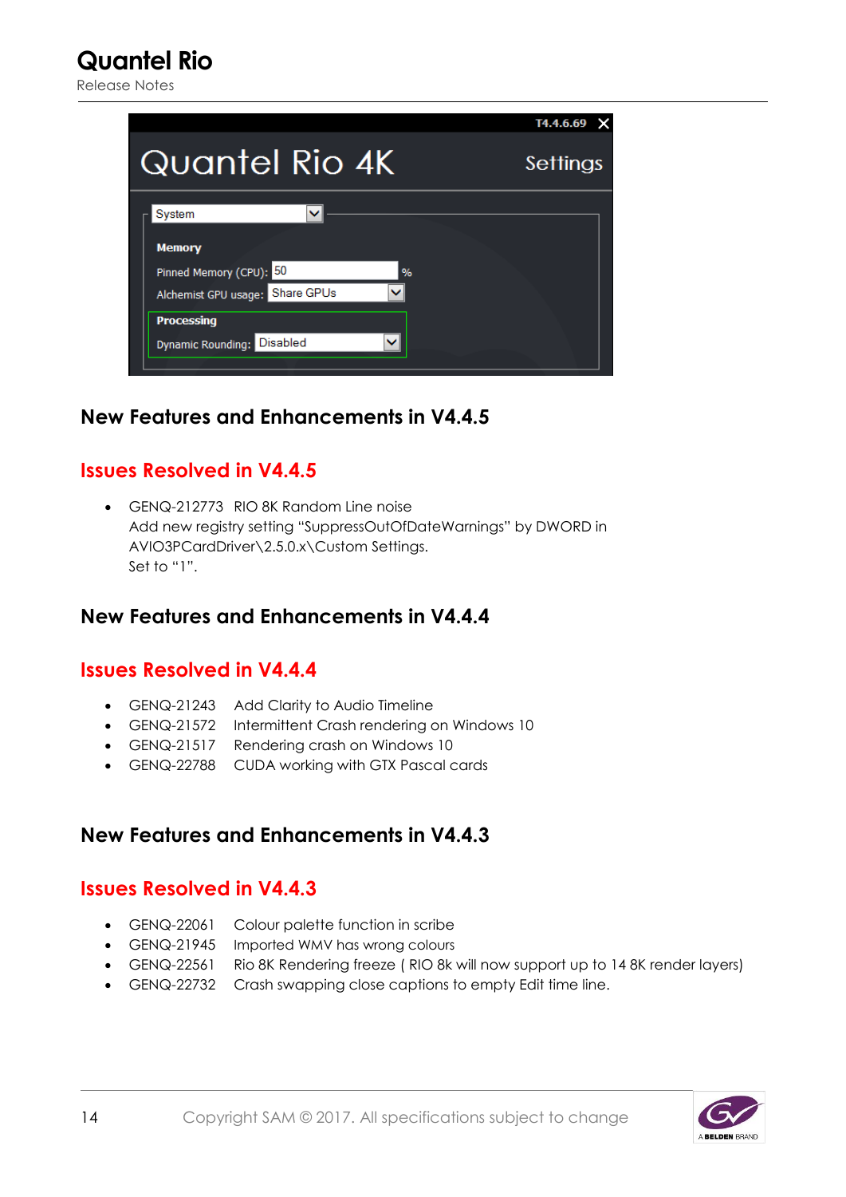## New Features and Enhancements in V4.4.5

## Issues Resolved in V4.4.5

- GENQ-212773 RIO 8K Random Line noise
  Add new registry setting "SuppressOutOfDateWarnings" by DWORD in AVIO3PCardDriver\2.5.0.x\Custom Settings.
  Set to "1".

## New Features and Enhancements in V4.4.4

## Issues Resolved in V4.4.4

- GENQ-21243 Add Clarity to Audio Timeline
- GENQ-21572 Intermittent Crash rendering on Windows 10
- GENQ-21517 Rendering crash on Windows 10
- GENQ-22788 CUDA working with GTX Pascal cards

## New Features and Enhancements in V4.4.3

## Issues Resolved in V4.4.3

- GENQ-22061 Colour palette function in scribe
- GENQ-21945 Imported WMV has wrong colours
- GENQ-22561 Rio 8K Rendering freeze ( RIO 8k will now support up to 14 8K render layers)
- GENQ-22732 Crash swapping close captions to empty Edit time line.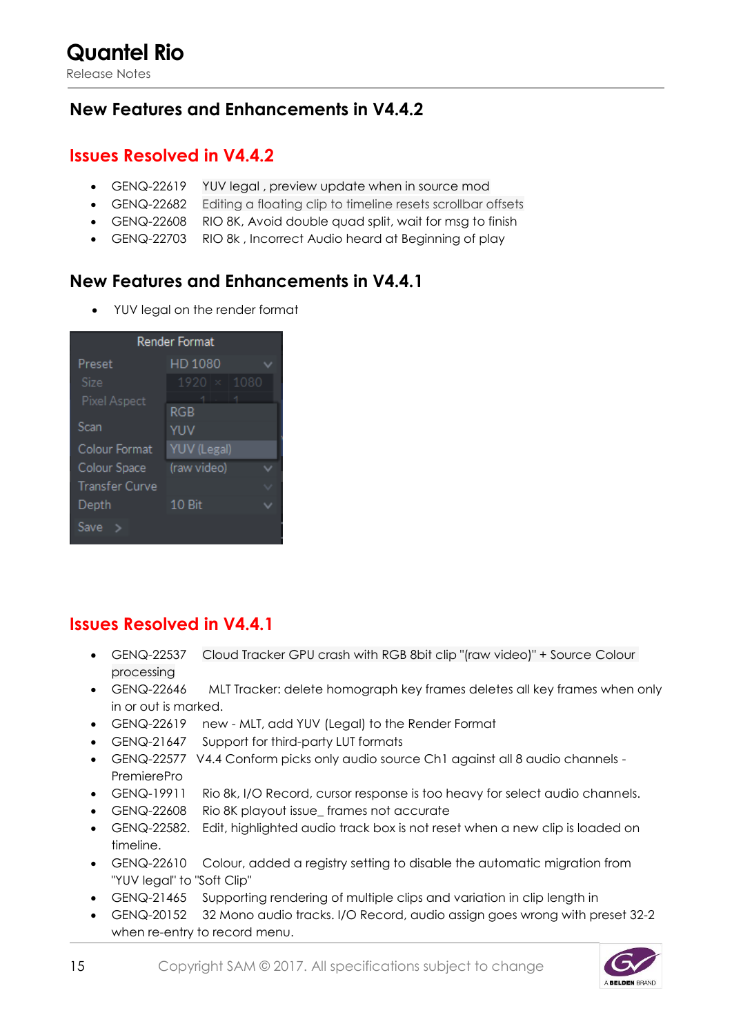## New Features and Enhancements in V4.4.2

## Issues Resolved in V4.4.2

- GENQ-22619 YUV legal , preview update when in source mod
- GENQ-22682 Editing a floating clip to timeline resets scrollbar offsets
- GENQ-22608 RIO 8K, Avoid double quad split, wait for msg to finish
- GENQ-22703 RIO 8k , Incorrect Audio heard at Beginning of play

## New Features and Enhancements in V4.4.1

- YUV legal on the render format

## Issues Resolved in V4.4.1

- GENQ-22537 Cloud Tracker GPU crash with RGB 8bit clip "(raw video)" + Source Colour processing
- GENQ-22646 MLT Tracker: delete homograph key frames deletes all key frames when only in or out is marked.
- GENQ-22619 new - MLT, add YUV (Legal) to the Render Format
- GENQ-21647 Support for third-party LUT formats
- GENQ-22577 V4.4 Conform picks only audio source Ch1 against all 8 audio channels - PremierePro
- GENQ-19911 Rio 8k, I/O Record, cursor response is too heavy for select audio channels.
- GENQ-22608 Rio 8K playout issue_ frames not accurate
- GENQ-22582. Edit, highlighted audio track box is not reset when a new clip is loaded on timeline.
- GENQ-22610 Colour, added a registry setting to disable the automatic migration from "YUV legal" to "Soft Clip"
- GENQ-21465 Supporting rendering of multiple clips and variation in clip length in
- GENQ-20152 32 Mono audio tracks. I/O Record, audio assign goes wrong with preset 32-2 when re-entry to record menu.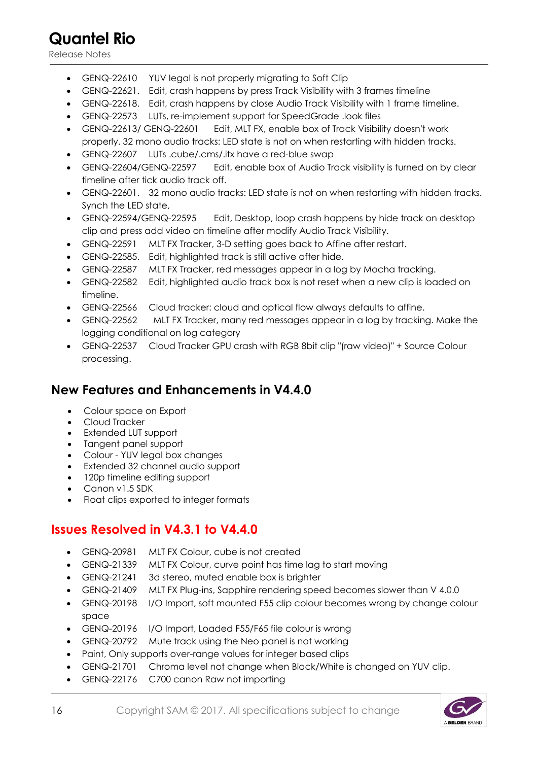- GENQ-22610 YUV legal is not properly migrating to Soft Clip
- GENQ-22621. Edit, crash happens by press Track Visibility with 3 frames timeline
- GENQ-22618. Edit, crash happens by close Audio Track Visibility with 1 frame timeline.
- GENQ-22573 LUTs, re-implement support for SpeedGrade .look files
- GENQ-22613/ GENQ-22601 Edit, MLT FX, enable box of Track Visibility doesn't work properly. 32 mono audio tracks: LED state is not on when restarting with hidden tracks.
- GENQ-22607 LUTs .cube/.cms/.itx have a red-blue swap
- GENQ-22604/GENQ-22597 Edit, enable box of Audio Track visibility is turned on by clear timeline after tick audio track off.
- GENQ-22601. 32 mono audio tracks: LED state is not on when restarting with hidden tracks. Synch the LED state,
- GENQ-22594/GENQ-22595 Edit, Desktop, loop crash happens by hide track on desktop clip and press add video on timeline after modify Audio Track Visibility.
- GENQ-22591 MLT FX Tracker, 3-D setting goes back to Affine after restart.
- GENQ-22585. Edit, highlighted track is still active after hide.
- GENQ-22587 MLT FX Tracker, red messages appear in a log by Mocha tracking.
- GENQ-22582 Edit, highlighted audio track box is not reset when a new clip is loaded on timeline.
- GENQ-22566 Cloud tracker: cloud and optical flow always defaults to affine.
- GENQ-22562 MLT FX Tracker, many red messages appear in a log by tracking. Make the logging conditional on log category
- GENQ-22537 Cloud Tracker GPU crash with RGB 8bit clip "(raw video)" + Source Colour processing.

## New Features and Enhancements in V4.4.0

- Colour space on Export
- Cloud Tracker
- Extended LUT support
- Tangent panel support
- Colour - YUV legal box changes
- Extended 32 channel audio support
- 120p timeline editing support
- Canon v1.5 SDK
- Float clips exported to integer formats

## Issues Resolved in V4.3.1 to V4.4.0

- GENQ-20981 MLT FX Colour, cube is not created
- GENQ-21339 MLT FX Colour, curve point has time lag to start moving
- GENQ-21241 3d stereo, muted enable box is brighter
- GENQ-21409 MLT FX Plug-ins, Sapphire rendering speed becomes slower than V 4.0.0
- GENQ-20198 I/O Import, soft mounted F55 clip colour becomes wrong by change colour space
- GENQ-20196 I/O Import, Loaded F55/F65 file colour is wrong
- GENQ-20792 Mute track using the Neo panel is not working
- Paint, Only supports over-range values for integer based clips
- GENQ-21701 Chroma level not change when Black/White is changed on YUV clip.
- GENQ-22176 C700 canon Raw not importing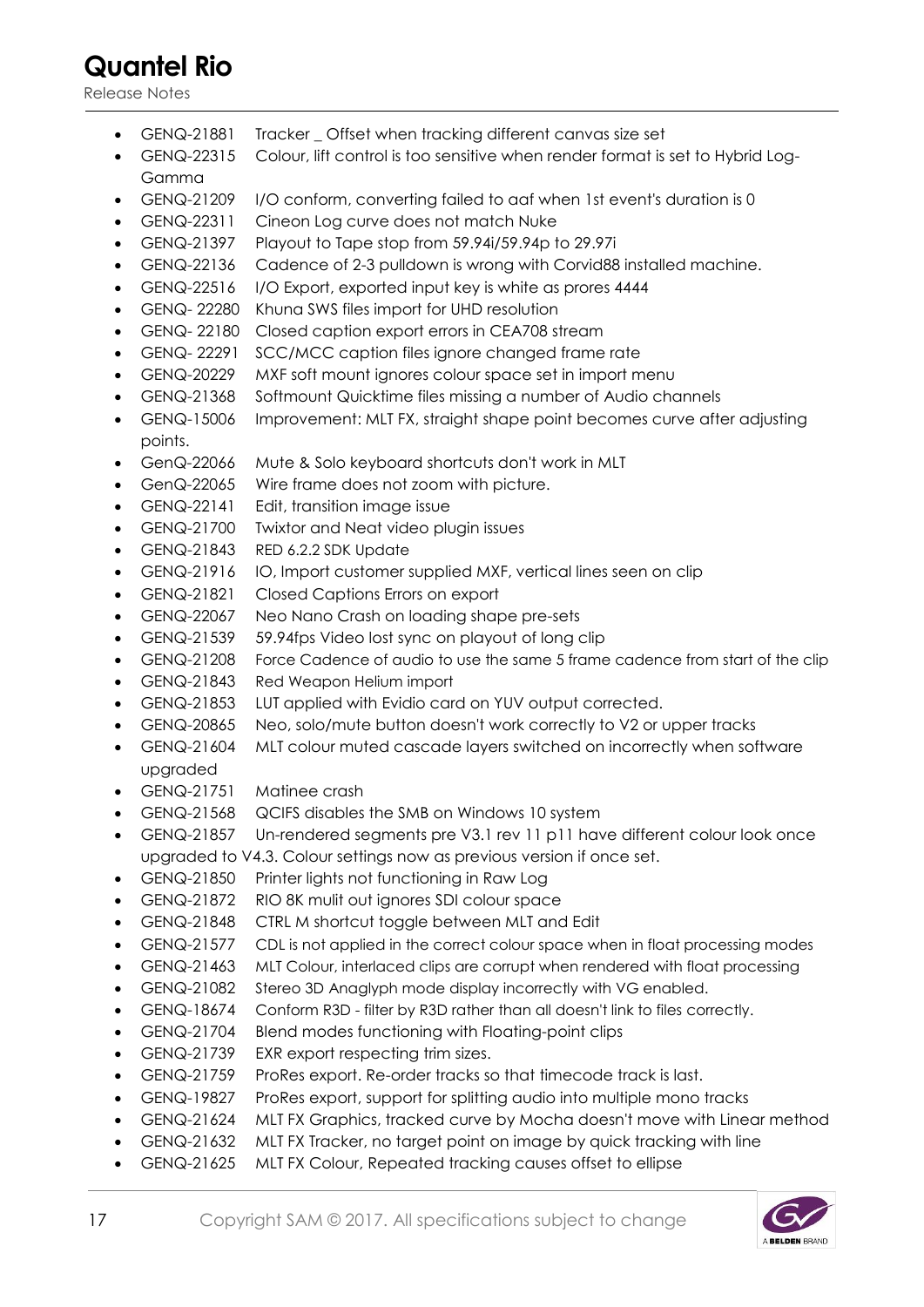- GENQ-21881 Tracker _ Offset when tracking different canvas size set
- GENQ-22315 Colour, lift control is too sensitive when render format is set to Hybrid Log-Gamma
- GENQ-21209 I/O conform, converting failed to aaf when 1st event's duration is 0
- GENQ-22311 Cineon Log curve does not match Nuke
- GENQ-21397 Playout to Tape stop from 59.94i/59.94p to 29.97i
- GENQ-22136 Cadence of 2-3 pulldown is wrong with Corvid88 installed machine.
- GENQ-22516 I/O Export, exported input key is white as prores 4444
- GENQ- 22280 Khuna SWS files import for UHD resolution
- GENQ- 22180 Closed caption export errors in CEA708 stream
- GENQ- 22291 SCC/MCC caption files ignore changed frame rate
- GENQ-20229 MXF soft mount ignores colour space set in import menu
- GENQ-21368 Softmount Quicktime files missing a number of Audio channels
- GENQ-15006 Improvement: MLT FX, straight shape point becomes curve after adjusting points.
- GenQ-22066 Mute & Solo keyboard shortcuts don't work in MLT
- GenQ-22065 Wire frame does not zoom with picture.
- GENQ-22141 Edit, transition image issue
- GENQ-21700 Twixtor and Neat video plugin issues
- GENQ-21843 RED 6.2.2 SDK Update
- GENQ-21916 IO, Import customer supplied MXF, vertical lines seen on clip
- GENQ-21821 Closed Captions Errors on export
- GENQ-22067 Neo Nano Crash on loading shape pre-sets
- GENQ-21539 59.94fps Video lost sync on playout of long clip
- GENQ-21208 Force Cadence of audio to use the same 5 frame cadence from start of the clip
- GENQ-21843 Red Weapon Helium import
- GENQ-21853 LUT applied with Evidio card on YUV output corrected.
- GENQ-20865 Neo, solo/mute button doesn't work correctly to V2 or upper tracks
- GENQ-21604 MLT colour muted cascade layers switched on incorrectly when software upgraded
- GENQ-21751 Matinee crash
- GENQ-21568 QCIFS disables the SMB on Windows 10 system
- GENQ-21857 Un-rendered segments pre V3.1 rev 11 p11 have different colour look once upgraded to V4.3. Colour settings now as previous version if once set.
- GENQ-21850 Printer lights not functioning in Raw Log
- GENQ-21872 RIO 8K mulit out ignores SDI colour space
- GENQ-21848 CTRL M shortcut toggle between MLT and Edit
- GENQ-21577 CDL is not applied in the correct colour space when in float processing modes
- GENQ-21463 MLT Colour, interlaced clips are corrupt when rendered with float processing
- GENQ-21082 Stereo 3D Anaglyph mode display incorrectly with VG enabled.
- GENQ-18674 Conform R3D - filter by R3D rather than all doesn't link to files correctly.
- GENQ-21704 Blend modes functioning with Floating-point clips
- GENQ-21739 EXR export respecting trim sizes.
- GENQ-21759 ProRes export. Re-order tracks so that timecode track is last.
- GENQ-19827 ProRes export, support for splitting audio into multiple mono tracks
- GENQ-21624 MLT FX Graphics, tracked curve by Mocha doesn't move with Linear method
- GENQ-21632 MLT FX Tracker, no target point on image by quick tracking with line
- GENQ-21625 MLT FX Colour, Repeated tracking causes offset to ellipse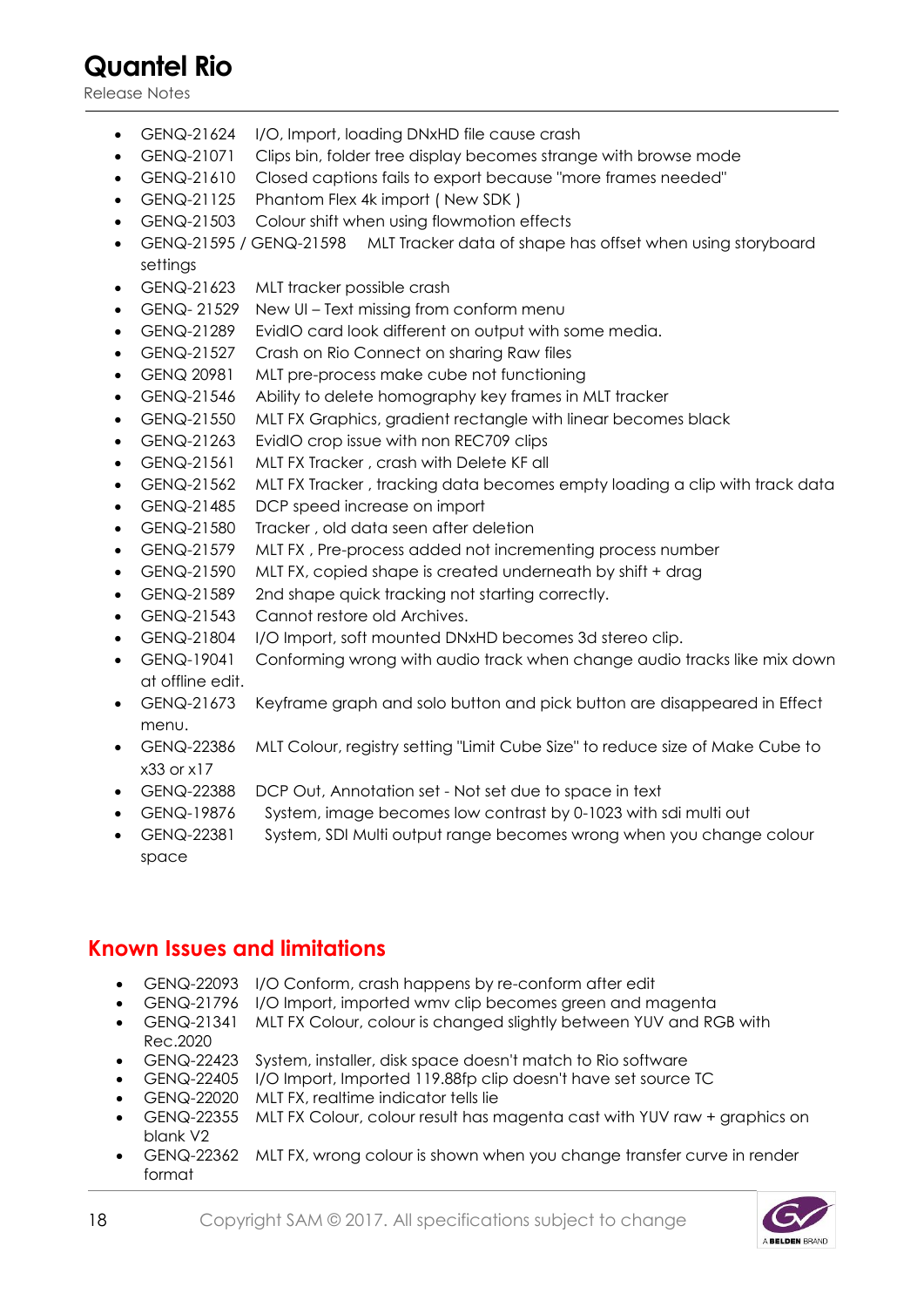- GENQ-21624 I/O, Import, loading DNxHD file cause crash
- GENQ-21071 Clips bin, folder tree display becomes strange with browse mode
- GENQ-21610 Closed captions fails to export because "more frames needed"
- GENQ-21125 Phantom Flex 4k import ( New SDK )
- GENQ-21503 Colour shift when using flowmotion effects
- GENQ-21595 / GENQ-21598 MLT Tracker data of shape has offset when using storyboard settings
- GENQ-21623 MLT tracker possible crash
- GENQ- 21529 New UI – Text missing from conform menu
- GENQ-21289 EvidIO card look different on output with some media.
- GENQ-21527 Crash on Rio Connect on sharing Raw files
- GENQ 20981 MLT pre-process make cube not functioning
- GENQ-21546 Ability to delete homography key frames in MLT tracker
- GENQ-21550 MLT FX Graphics, gradient rectangle with linear becomes black
- GENQ-21263 EvidIO crop issue with non REC709 clips
- GENQ-21561 MLT FX Tracker , crash with Delete KF all
- GENQ-21562 MLT FX Tracker , tracking data becomes empty loading a clip with track data
- GENQ-21485 DCP speed increase on import
- GENQ-21580 Tracker , old data seen after deletion
- GENQ-21579 MLT FX , Pre-process added not incrementing process number
- GENQ-21590 MLT FX, copied shape is created underneath by shift + drag
- GENQ-21589 2nd shape quick tracking not starting correctly.
- GENQ-21543 Cannot restore old Archives.
- GENQ-21804 I/O Import, soft mounted DNxHD becomes 3d stereo clip.
- GENQ-19041 Conforming wrong with audio track when change audio tracks like mix down at offline edit.
- GENQ-21673 Keyframe graph and solo button and pick button are disappeared in Effect menu.
- GENQ-22386 MLT Colour, registry setting "Limit Cube Size" to reduce size of Make Cube to x33 or x17
- GENQ-22388 DCP Out, Annotation set - Not set due to space in text
- GENQ-19876 System, image becomes low contrast by 0-1023 with sdi multi out
- GENQ-22381 System, SDI Multi output range becomes wrong when you change colour space

## Known Issues and limitations

- GENQ-22093 I/O Conform, crash happens by re-conform after edit
- GENQ-21796 I/O Import, imported wmv clip becomes green and magenta
- GENQ-21341 MLT FX Colour, colour is changed slightly between YUV and RGB with Rec.2020
- GENQ-22423 System, installer, disk space doesn't match to Rio software
- GENQ-22405 I/O Import, Imported 119.88fp clip doesn't have set source TC
- GENQ-22020 MLT FX, realtime indicator tells lie
- GENQ-22355 MLT FX Colour, colour result has magenta cast with YUV raw + graphics on blank V2
- GENQ-22362 MLT FX, wrong colour is shown when you change transfer curve in render format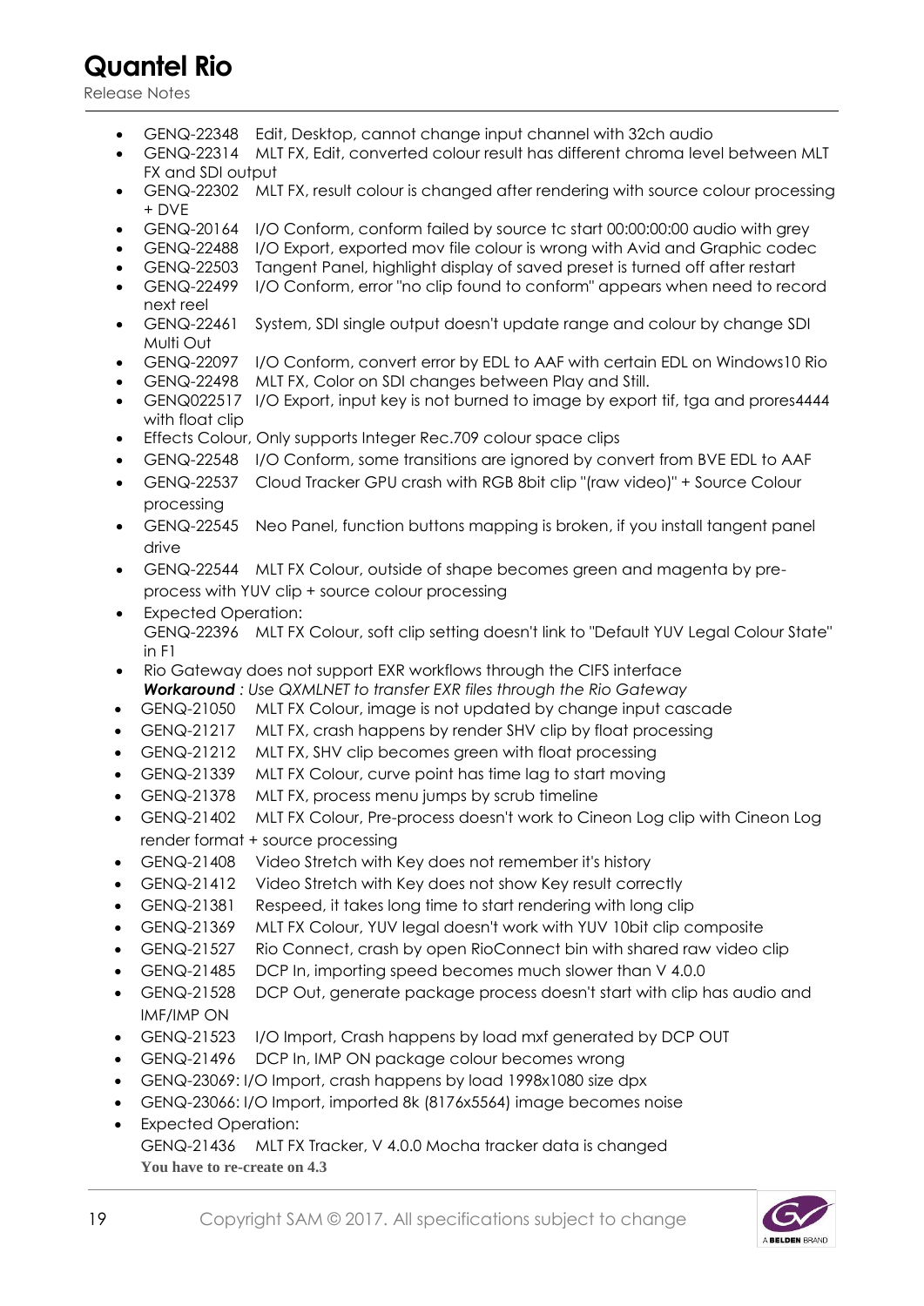- GENQ-22348 Edit, Desktop, cannot change input channel with 32ch audio
- GENQ-22314 MLT FX, Edit, converted colour result has different chroma level between MLT FX and SDI output
- GENQ-22302 MLT FX, result colour is changed after rendering with source colour processing + DVE
- GENQ-20164 I/O Conform, conform failed by source tc start 00:00:00:00 audio with grey
- GENQ-22488 I/O Export, exported mov file colour is wrong with Avid and Graphic codec
- GENQ-22503 Tangent Panel, highlight display of saved preset is turned off after restart
- GENQ-22499 I/O Conform, error "no clip found to conform" appears when need to record next reel
- GENQ-22461 System, SDI single output doesn't update range and colour by change SDI Multi Out
- GENQ-22097 I/O Conform, convert error by EDL to AAF with certain EDL on Windows10 Rio
- GENQ-22498 MLT FX, Color on SDI changes between Play and Still.
- GENQ022517 I/O Export, input key is not burned to image by export tif, tga and prores4444 with float clip
- Effects Colour, Only supports Integer Rec.709 colour space clips
- GENQ-22548 I/O Conform, some transitions are ignored by convert from BVE EDL to AAF
- GENQ-22537 Cloud Tracker GPU crash with RGB 8bit clip "(raw video)" + Source Colour processing
- GENQ-22545 Neo Panel, function buttons mapping is broken, if you install tangent panel drive
- GENQ-22544 MLT FX Colour, outside of shape becomes green and magenta by pre-process with YUV clip + source colour processing
- Expected Operation:
  GENQ-22396 MLT FX Colour, soft clip setting doesn't link to "Default YUV Legal Colour State" in F1
- Rio Gateway does not support EXR workflows through the CIFS interface
  ***Workaround*** *: Use QXMLNET to transfer EXR files through the Rio Gateway*
- GENQ-21050 MLT FX Colour, image is not updated by change input cascade
- GENQ-21217 MLT FX, crash happens by render SHV clip by float processing
- GENQ-21212 MLT FX, SHV clip becomes green with float processing
- GENQ-21339 MLT FX Colour, curve point has time lag to start moving
- GENQ-21378 MLT FX, process menu jumps by scrub timeline
- GENQ-21402 MLT FX Colour, Pre-process doesn't work to Cineon Log clip with Cineon Log render format + source processing
- GENQ-21408 Video Stretch with Key does not remember it's history
- GENQ-21412 Video Stretch with Key does not show Key result correctly
- GENQ-21381 Respeed, it takes long time to start rendering with long clip
- GENQ-21369 MLT FX Colour, YUV legal doesn't work with YUV 10bit clip composite
- GENQ-21527 Rio Connect, crash by open RioConnect bin with shared raw video clip
- GENQ-21485 DCP In, importing speed becomes much slower than V 4.0.0
- GENQ-21528 DCP Out, generate package process doesn't start with clip has audio and IMF/IMP ON
- GENQ-21523 I/O Import, Crash happens by load mxf generated by DCP OUT
- GENQ-21496 DCP In, IMP ON package colour becomes wrong
- GENQ-23069: I/O Import, crash happens by load 1998x1080 size dpx
- GENQ-23066: I/O Import, imported 8k (8176x5564) image becomes noise
- Expected Operation:
  GENQ-21436 MLT FX Tracker, V 4.0.0 Mocha tracker data is changed
  **You have to re-create on 4.3**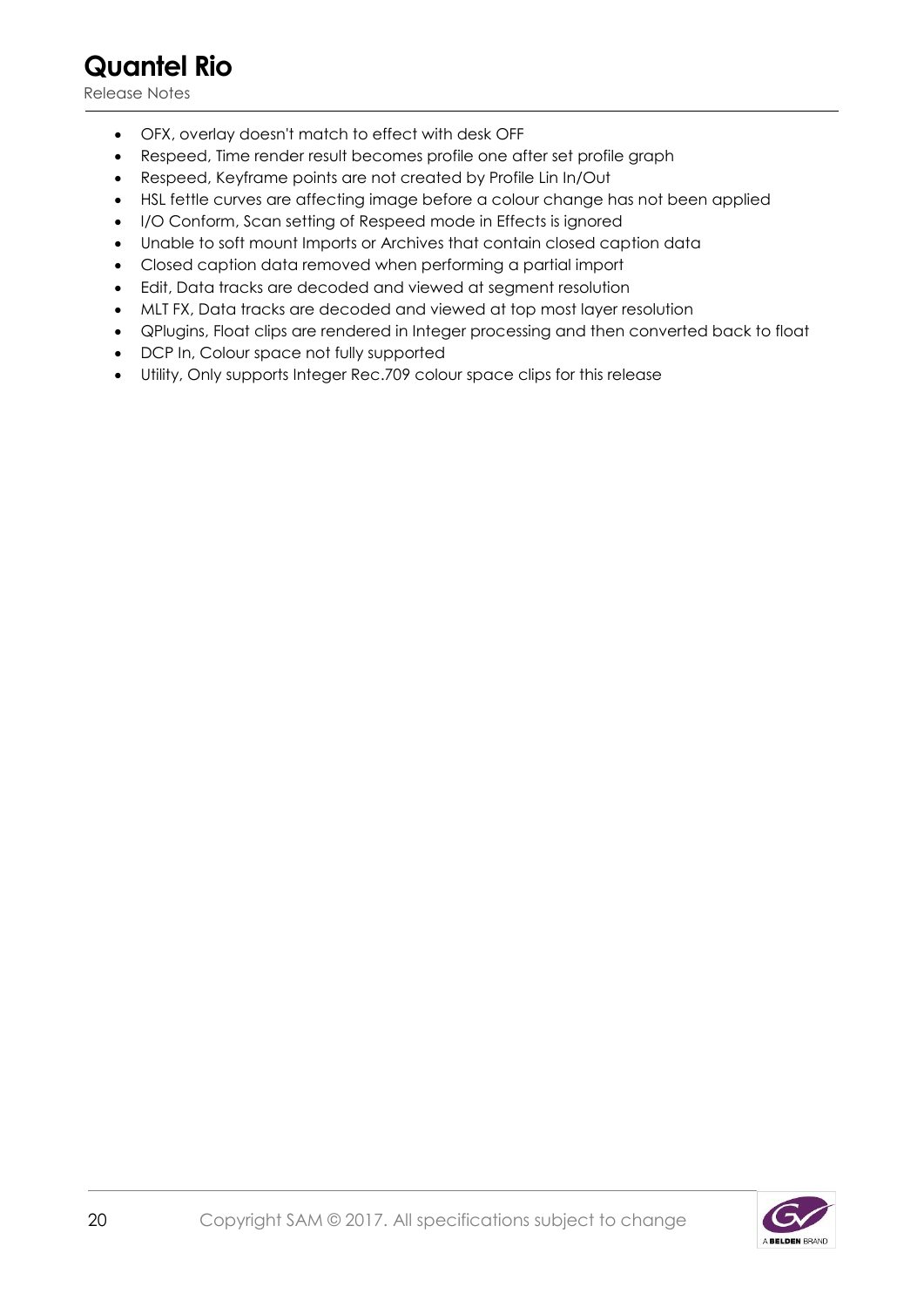- OFX, overlay doesn't match to effect with desk OFF
- Respeed, Time render result becomes profile one after set profile graph
- Respeed, Keyframe points are not created by Profile Lin In/Out
- HSL fettle curves are affecting image before a colour change has not been applied
- I/O Conform, Scan setting of Respeed mode in Effects is ignored
- Unable to soft mount Imports or Archives that contain closed caption data
- Closed caption data removed when performing a partial import
- Edit, Data tracks are decoded and viewed at segment resolution
- MLT FX, Data tracks are decoded and viewed at top most layer resolution
- QPlugins, Float clips are rendered in Integer processing and then converted back to float
- DCP In, Colour space not fully supported
- Utility, Only supports Integer Rec.709 colour space clips for this release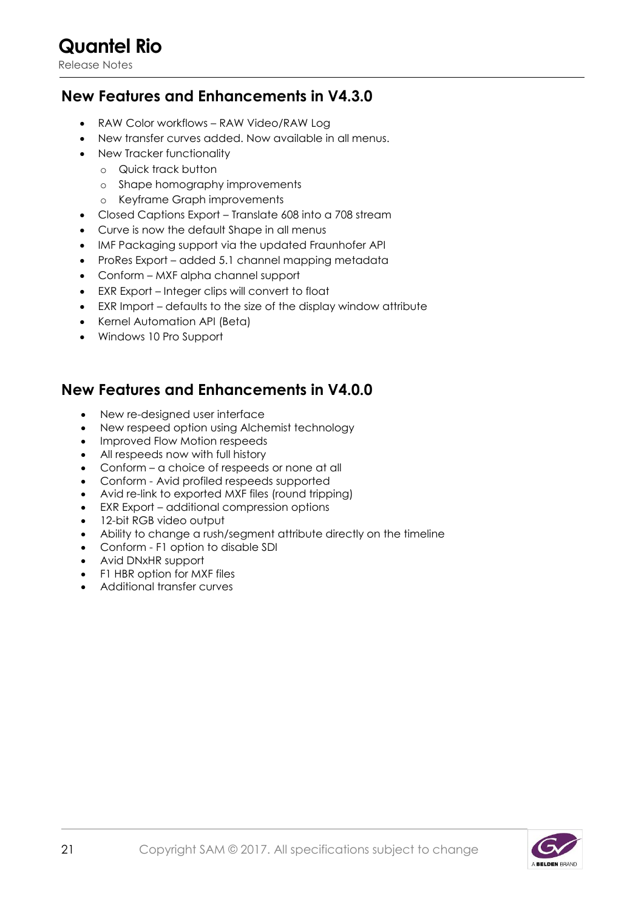## New Features and Enhancements in V4.3.0

- RAW Color workflows – RAW Video/RAW Log
- New transfer curves added. Now available in all menus.
- New Tracker functionality
  - Quick track button
  - Shape homography improvements
  - Keyframe Graph improvements
- Closed Captions Export – Translate 608 into a 708 stream
- Curve is now the default Shape in all menus
- IMF Packaging support via the updated Fraunhofer API
- ProRes Export – added 5.1 channel mapping metadata
- Conform – MXF alpha channel support
- EXR Export – Integer clips will convert to float
- EXR Import – defaults to the size of the display window attribute
- Kernel Automation API (Beta)
- Windows 10 Pro Support

## New Features and Enhancements in V4.0.0

- New re-designed user interface
- New respeed option using Alchemist technology
- Improved Flow Motion respeeds
- All respeeds now with full history
- Conform – a choice of respeeds or none at all
- Conform - Avid profiled respeeds supported
- Avid re-link to exported MXF files (round tripping)
- EXR Export – additional compression options
- 12-bit RGB video output
- Ability to change a rush/segment attribute directly on the timeline
- Conform - F1 option to disable SDI
- Avid DNxHR support
- F1 HBR option for MXF files
- Additional transfer curves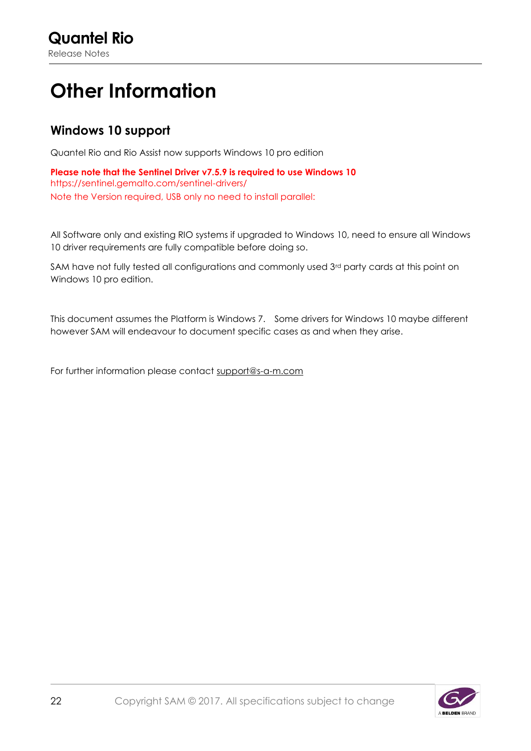# Other Information

## Windows 10 support

Quantel Rio and Rio Assist now supports Windows 10 pro edition

**Please note that the Sentinel Driver v7.5.9 is required to use Windows 10**
https://sentinel.gemalto.com/sentinel-drivers/
Note the Version required, USB only no need to install parallel:

All Software only and existing RIO systems if upgraded to Windows 10, need to ensure all Windows 10 driver requirements are fully compatible before doing so.

SAM have not fully tested all configurations and commonly used 3rd party cards at this point on Windows 10 pro edition.

This document assumes the Platform is Windows 7.   Some drivers for Windows 10 maybe different however SAM will endeavour to document specific cases as and when they arise.

For further information please contact support@s-a-m.com